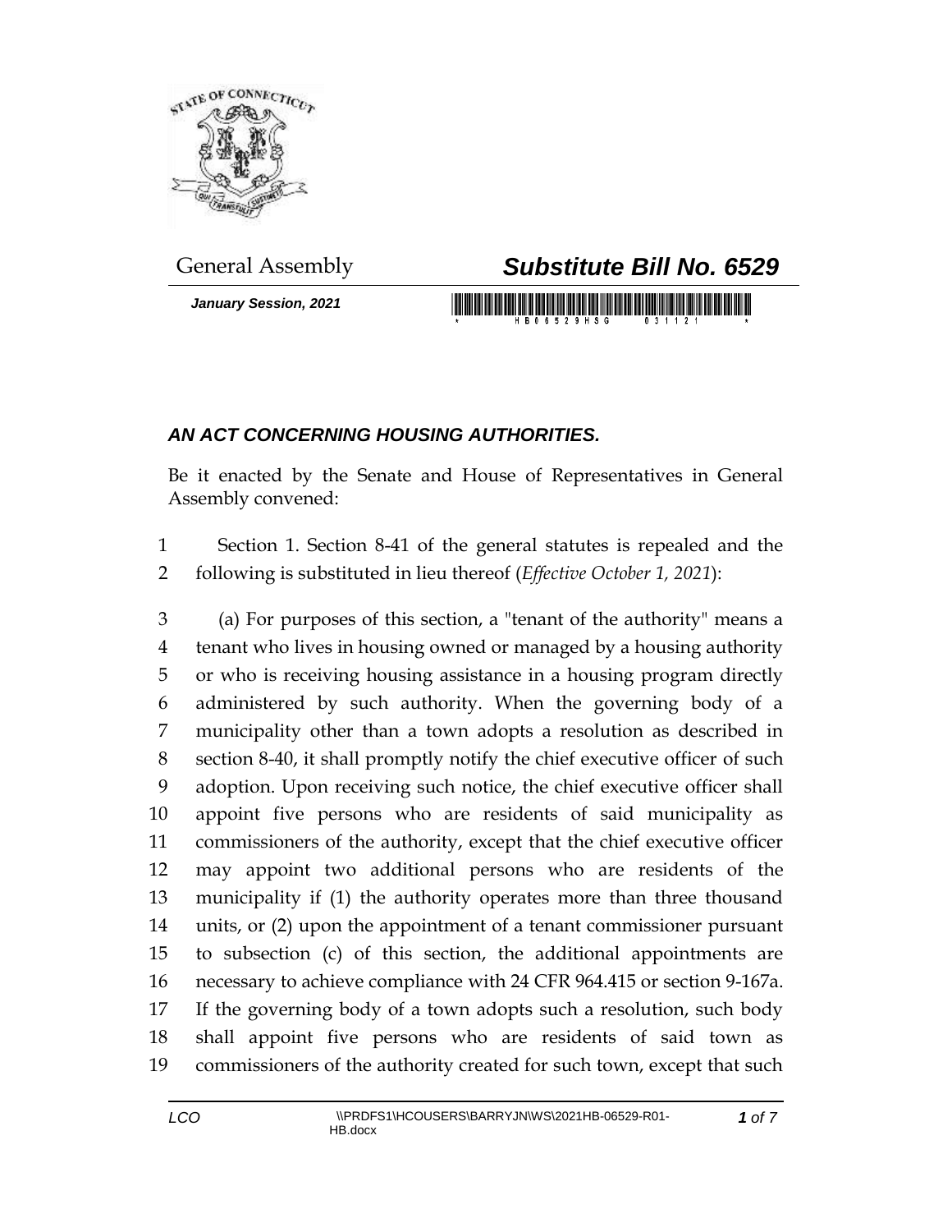General Assembly

# *Substitute Bill No. 6529*

*January Session, 2021*

## *AN ACT CONCERNING HOUSING AUTHORITIES.*

Be it enacted by the Senate and House of Representatives in General Assembly convened:

1 Section 1. Section 8-41 of the general statutes is repealed and the
2 following is substituted in lieu thereof (*Effective October 1, 2021*):

3 (a) For purposes of this section, a "tenant of the authority" means a
4 tenant who lives in housing owned or managed by a housing authority
5 or who is receiving housing assistance in a housing program directly
6 administered by such authority. When the governing body of a
7 municipality other than a town adopts a resolution as described in
8 section 8-40, it shall promptly notify the chief executive officer of such
9 adoption. Upon receiving such notice, the chief executive officer shall
10 appoint five persons who are residents of said municipality as
11 commissioners of the authority, except that the chief executive officer
12 may appoint two additional persons who are residents of the
13 municipality if (1) the authority operates more than three thousand
14 units, or (2) upon the appointment of a tenant commissioner pursuant
15 to subsection (c) of this section, the additional appointments are
16 necessary to achieve compliance with 24 CFR 964.415 or section 9-167a.
17 If the governing body of a town adopts such a resolution, such body
18 shall appoint five persons who are residents of said town as
19 commissioners of the authority created for such town, except that such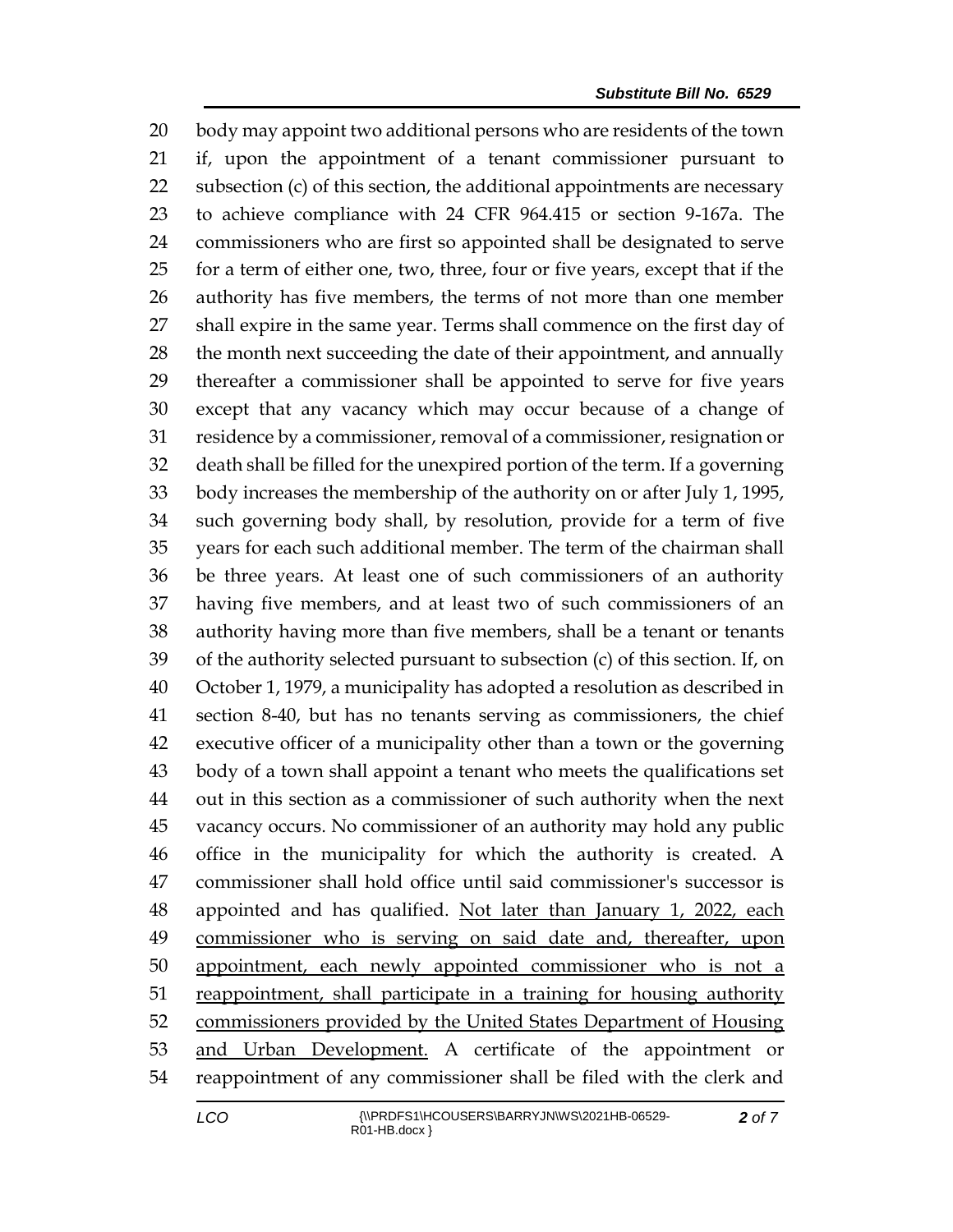body may appoint two additional persons who are residents of the town if, upon the appointment of a tenant commissioner pursuant to subsection (c) of this section, the additional appointments are necessary to achieve compliance with 24 CFR 964.415 or section 9-167a. The commissioners who are first so appointed shall be designated to serve for a term of either one, two, three, four or five years, except that if the authority has five members, the terms of not more than one member shall expire in the same year. Terms shall commence on the first day of the month next succeeding the date of their appointment, and annually thereafter a commissioner shall be appointed to serve for five years except that any vacancy which may occur because of a change of residence by a commissioner, removal of a commissioner, resignation or death shall be filled for the unexpired portion of the term. If a governing body increases the membership of the authority on or after July 1, 1995, such governing body shall, by resolution, provide for a term of five years for each such additional member. The term of the chairman shall be three years. At least one of such commissioners of an authority having five members, and at least two of such commissioners of an authority having more than five members, shall be a tenant or tenants of the authority selected pursuant to subsection (c) of this section. If, on October 1, 1979, a municipality has adopted a resolution as described in section 8-40, but has no tenants serving as commissioners, the chief executive officer of a municipality other than a town or the governing body of a town shall appoint a tenant who meets the qualifications set out in this section as a commissioner of such authority when the next vacancy occurs. No commissioner of an authority may hold any public office in the municipality for which the authority is created. A commissioner shall hold office until said commissioner's successor is appointed and has qualified. <u>Not later than January 1, 2022, each commissioner who is serving on said date and, thereafter, upon appointment, each newly appointed commissioner who is not a reappointment, shall participate in a training for housing authority commissioners provided by the United States Department of Housing and Urban Development.</u> A certificate of the appointment or reappointment of any commissioner shall be filed with the clerk and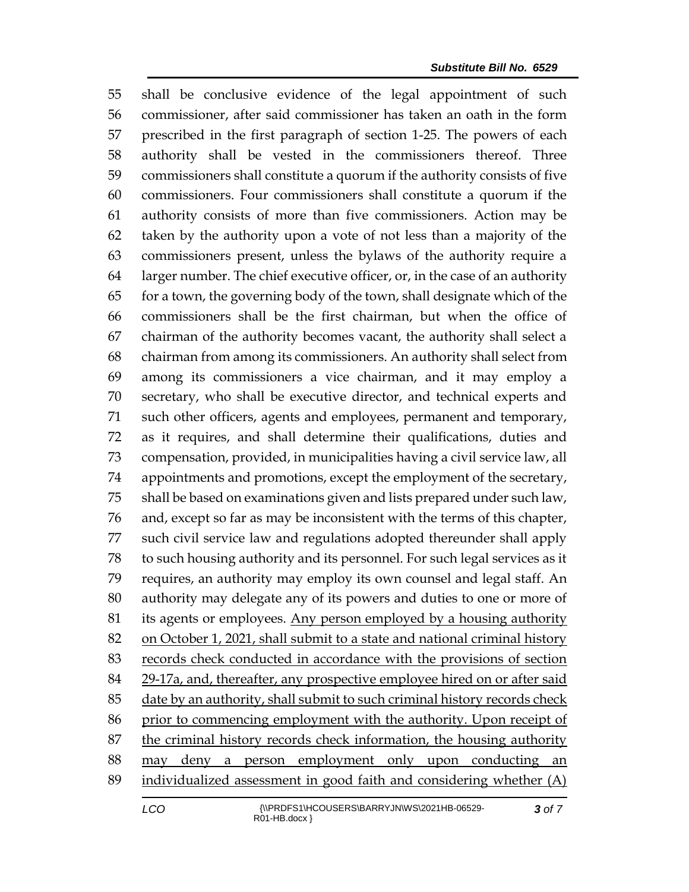shall be conclusive evidence of the legal appointment of such commissioner, after said commissioner has taken an oath in the form prescribed in the first paragraph of section 1-25. The powers of each authority shall be vested in the commissioners thereof. Three commissioners shall constitute a quorum if the authority consists of five commissioners. Four commissioners shall constitute a quorum if the authority consists of more than five commissioners. Action may be taken by the authority upon a vote of not less than a majority of the commissioners present, unless the bylaws of the authority require a larger number. The chief executive officer, or, in the case of an authority for a town, the governing body of the town, shall designate which of the commissioners shall be the first chairman, but when the office of chairman of the authority becomes vacant, the authority shall select a chairman from among its commissioners. An authority shall select from among its commissioners a vice chairman, and it may employ a secretary, who shall be executive director, and technical experts and such other officers, agents and employees, permanent and temporary, as it requires, and shall determine their qualifications, duties and compensation, provided, in municipalities having a civil service law, all appointments and promotions, except the employment of the secretary, shall be based on examinations given and lists prepared under such law, and, except so far as may be inconsistent with the terms of this chapter, such civil service law and regulations adopted thereunder shall apply to such housing authority and its personnel. For such legal services as it requires, an authority may employ its own counsel and legal staff. An authority may delegate any of its powers and duties to one or more of its agents or employees. <u>Any person employed by a housing authority on October 1, 2021, shall submit to a state and national criminal history records check conducted in accordance with the provisions of section 29-17a, and, thereafter, any prospective employee hired on or after said date by an authority, shall submit to such criminal history records check prior to commencing employment with the authority. Upon receipt of the criminal history records check information, the housing authority may deny a person employment only upon conducting an individualized assessment in good faith and considering whether (A)</u>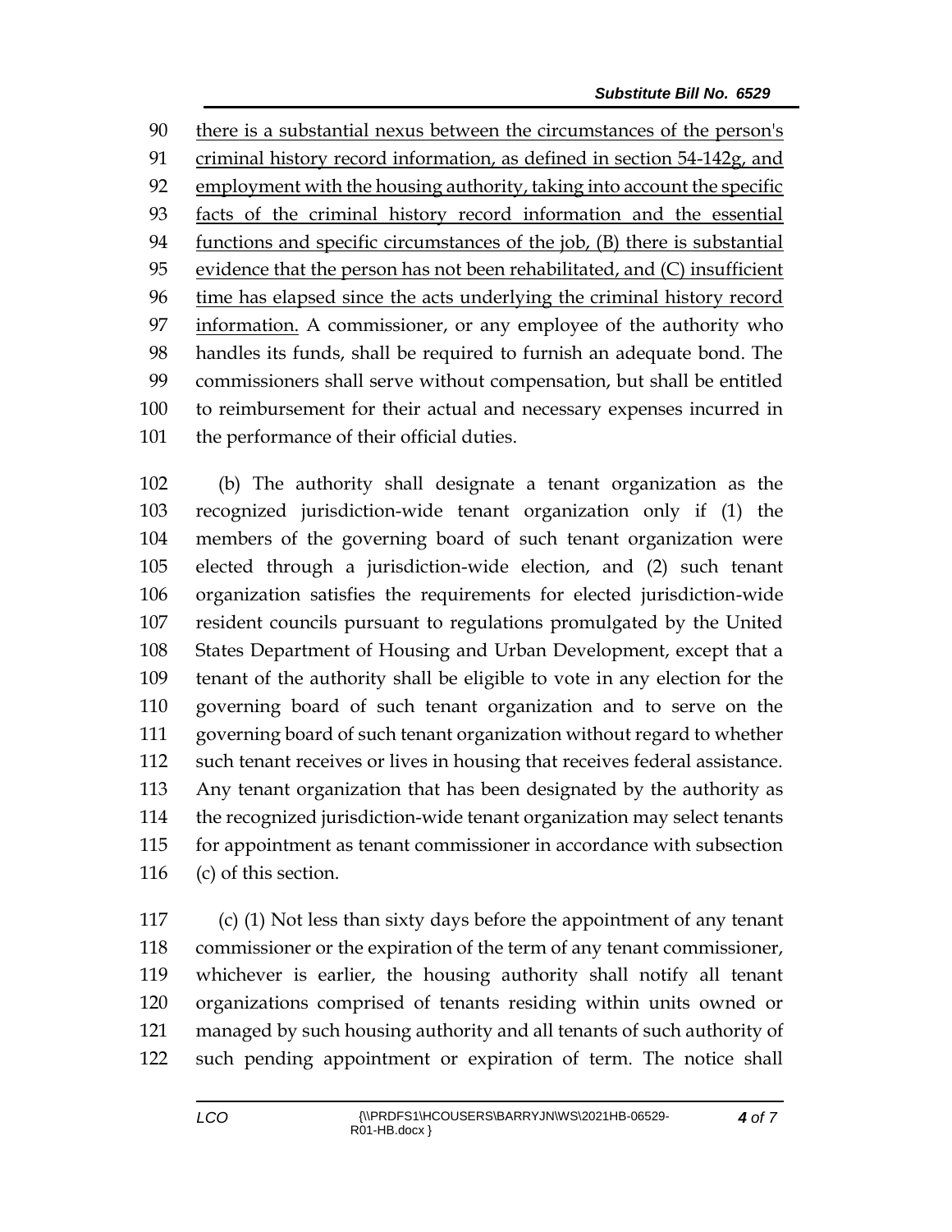there is a substantial nexus between the circumstances of the person's criminal history record information, as defined in section 54-142g, and employment with the housing authority, taking into account the specific facts of the criminal history record information and the essential functions and specific circumstances of the job, (B) there is substantial evidence that the person has not been rehabilitated, and (C) insufficient time has elapsed since the acts underlying the criminal history record information. A commissioner, or any employee of the authority who handles its funds, shall be required to furnish an adequate bond. The commissioners shall serve without compensation, but shall be entitled to reimbursement for their actual and necessary expenses incurred in the performance of their official duties.

(b) The authority shall designate a tenant organization as the recognized jurisdiction-wide tenant organization only if (1) the members of the governing board of such tenant organization were elected through a jurisdiction-wide election, and (2) such tenant organization satisfies the requirements for elected jurisdiction-wide resident councils pursuant to regulations promulgated by the United States Department of Housing and Urban Development, except that a tenant of the authority shall be eligible to vote in any election for the governing board of such tenant organization and to serve on the governing board of such tenant organization without regard to whether such tenant receives or lives in housing that receives federal assistance. Any tenant organization that has been designated by the authority as the recognized jurisdiction-wide tenant organization may select tenants for appointment as tenant commissioner in accordance with subsection (c) of this section.

(c) (1) Not less than sixty days before the appointment of any tenant commissioner or the expiration of the term of any tenant commissioner, whichever is earlier, the housing authority shall notify all tenant organizations comprised of tenants residing within units owned or managed by such housing authority and all tenants of such authority of such pending appointment or expiration of term. The notice shall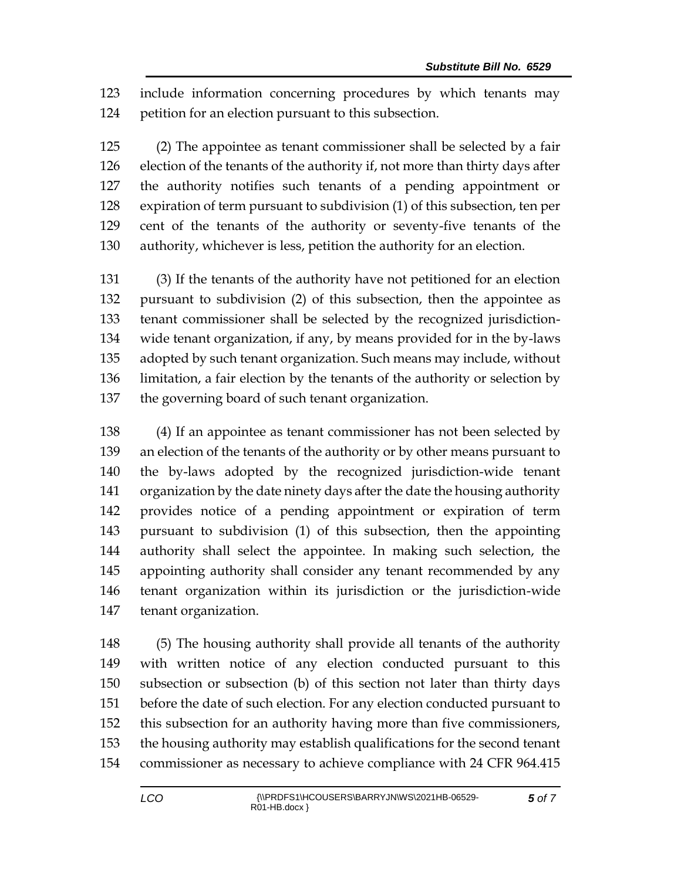include information concerning procedures by which tenants may petition for an election pursuant to this subsection.

(2) The appointee as tenant commissioner shall be selected by a fair election of the tenants of the authority if, not more than thirty days after the authority notifies such tenants of a pending appointment or expiration of term pursuant to subdivision (1) of this subsection, ten per cent of the tenants of the authority or seventy-five tenants of the authority, whichever is less, petition the authority for an election.

(3) If the tenants of the authority have not petitioned for an election pursuant to subdivision (2) of this subsection, then the appointee as tenant commissioner shall be selected by the recognized jurisdiction-wide tenant organization, if any, by means provided for in the by-laws adopted by such tenant organization. Such means may include, without limitation, a fair election by the tenants of the authority or selection by the governing board of such tenant organization.

(4) If an appointee as tenant commissioner has not been selected by an election of the tenants of the authority or by other means pursuant to the by-laws adopted by the recognized jurisdiction-wide tenant organization by the date ninety days after the date the housing authority provides notice of a pending appointment or expiration of term pursuant to subdivision (1) of this subsection, then the appointing authority shall select the appointee. In making such selection, the appointing authority shall consider any tenant recommended by any tenant organization within its jurisdiction or the jurisdiction-wide tenant organization.

(5) The housing authority shall provide all tenants of the authority with written notice of any election conducted pursuant to this subsection or subsection (b) of this section not later than thirty days before the date of such election. For any election conducted pursuant to this subsection for an authority having more than five commissioners, the housing authority may establish qualifications for the second tenant commissioner as necessary to achieve compliance with 24 CFR 964.415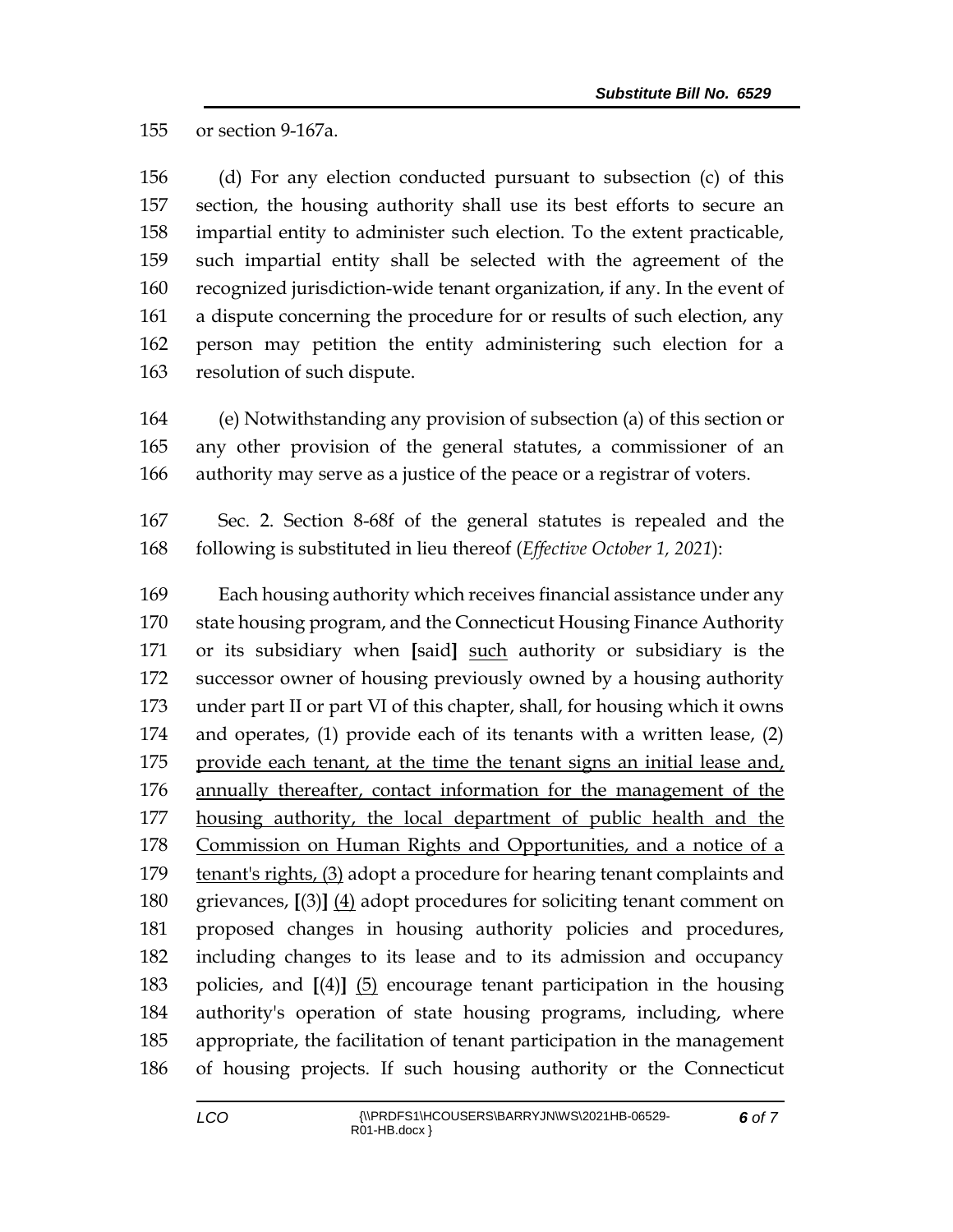155 or section 9-167a.

156 (d) For any election conducted pursuant to subsection (c) of this
157 section, the housing authority shall use its best efforts to secure an
158 impartial entity to administer such election. To the extent practicable,
159 such impartial entity shall be selected with the agreement of the
160 recognized jurisdiction-wide tenant organization, if any. In the event of
161 a dispute concerning the procedure for or results of such election, any
162 person may petition the entity administering such election for a
163 resolution of such dispute.

164 (e) Notwithstanding any provision of subsection (a) of this section or
165 any other provision of the general statutes, a commissioner of an
166 authority may serve as a justice of the peace or a registrar of voters.

167 Sec. 2. Section 8-68f of the general statutes is repealed and the
168 following is substituted in lieu thereof (*Effective October 1, 2021*):

169 Each housing authority which receives financial assistance under any
170 state housing program, and the Connecticut Housing Finance Authority
171 or its subsidiary when **[**said**]** <u>such</u> authority or subsidiary is the
172 successor owner of housing previously owned by a housing authority
173 under part II or part VI of this chapter, shall, for housing which it owns
174 and operates, (1) provide each of its tenants with a written lease, (2)
175 <u>provide each tenant, at the time the tenant signs an initial lease and,</u>
176 <u>annually thereafter, contact information for the management of the</u>
177 <u>housing authority, the local department of public health and the</u>
178 <u>Commission on Human Rights and Opportunities, and a notice of a</u>
179 <u>tenant's rights, (3)</u> adopt a procedure for hearing tenant complaints and
180 grievances, **[**(3)**]** <u>(4)</u> adopt procedures for soliciting tenant comment on
181 proposed changes in housing authority policies and procedures,
182 including changes to its lease and to its admission and occupancy
183 policies, and **[**(4)**]** <u>(5)</u> encourage tenant participation in the housing
184 authority's operation of state housing programs, including, where
185 appropriate, the facilitation of tenant participation in the management
186 of housing projects. If such housing authority or the Connecticut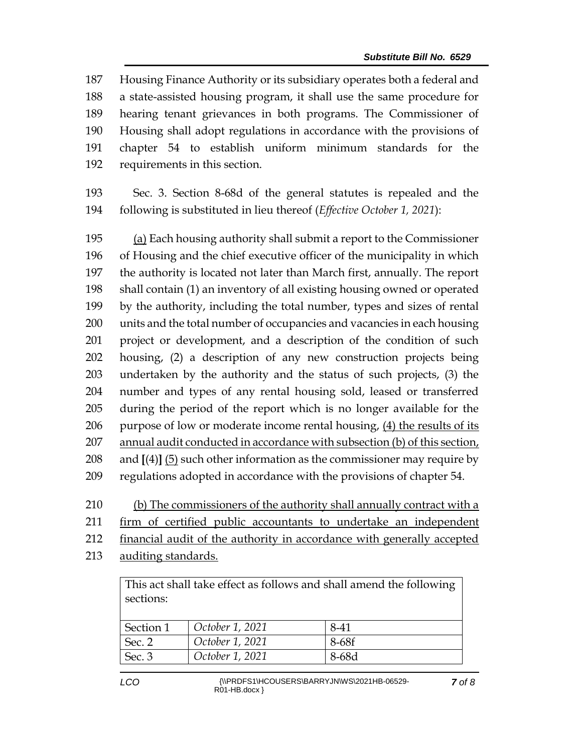187 Housing Finance Authority or its subsidiary operates both a federal and
188 a state-assisted housing program, it shall use the same procedure for
189 hearing tenant grievances in both programs. The Commissioner of
190 Housing shall adopt regulations in accordance with the provisions of
191 chapter 54 to establish uniform minimum standards for the
192 requirements in this section.

193 Sec. 3. Section 8-68d of the general statutes is repealed and the
194 following is substituted in lieu thereof (*Effective October 1, 2021*):

195 <u>(a)</u> Each housing authority shall submit a report to the Commissioner
196 of Housing and the chief executive officer of the municipality in which
197 the authority is located not later than March first, annually. The report
198 shall contain (1) an inventory of all existing housing owned or operated
199 by the authority, including the total number, types and sizes of rental
200 units and the total number of occupancies and vacancies in each housing
201 project or development, and a description of the condition of such
202 housing, (2) a description of any new construction projects being
203 undertaken by the authority and the status of such projects, (3) the
204 number and types of any rental housing sold, leased or transferred
205 during the period of the report which is no longer available for the
206 purpose of low or moderate income rental housing, <u>(4) the results of its</u>
207 <u>annual audit conducted in accordance with subsection (b) of this section,</u>
208 and **[**(4)**]** <u>(5)</u> such other information as the commissioner may require by
209 regulations adopted in accordance with the provisions of chapter 54.

210 <u>(b) The commissioners of the authority shall annually contract with a</u>
211 <u>firm of certified public accountants to undertake an independent</u>
212 <u>financial audit of the authority in accordance with generally accepted</u>
213 <u>auditing standards.</u>

| This act shall take effect as follows and shall amend the following sections: | | |
|---|---|---|
| Section 1 | *October 1, 2021* | 8-41 |
| Sec. 2 | *October 1, 2021* | 8-68f |
| Sec. 3 | *October 1, 2021* | 8-68d |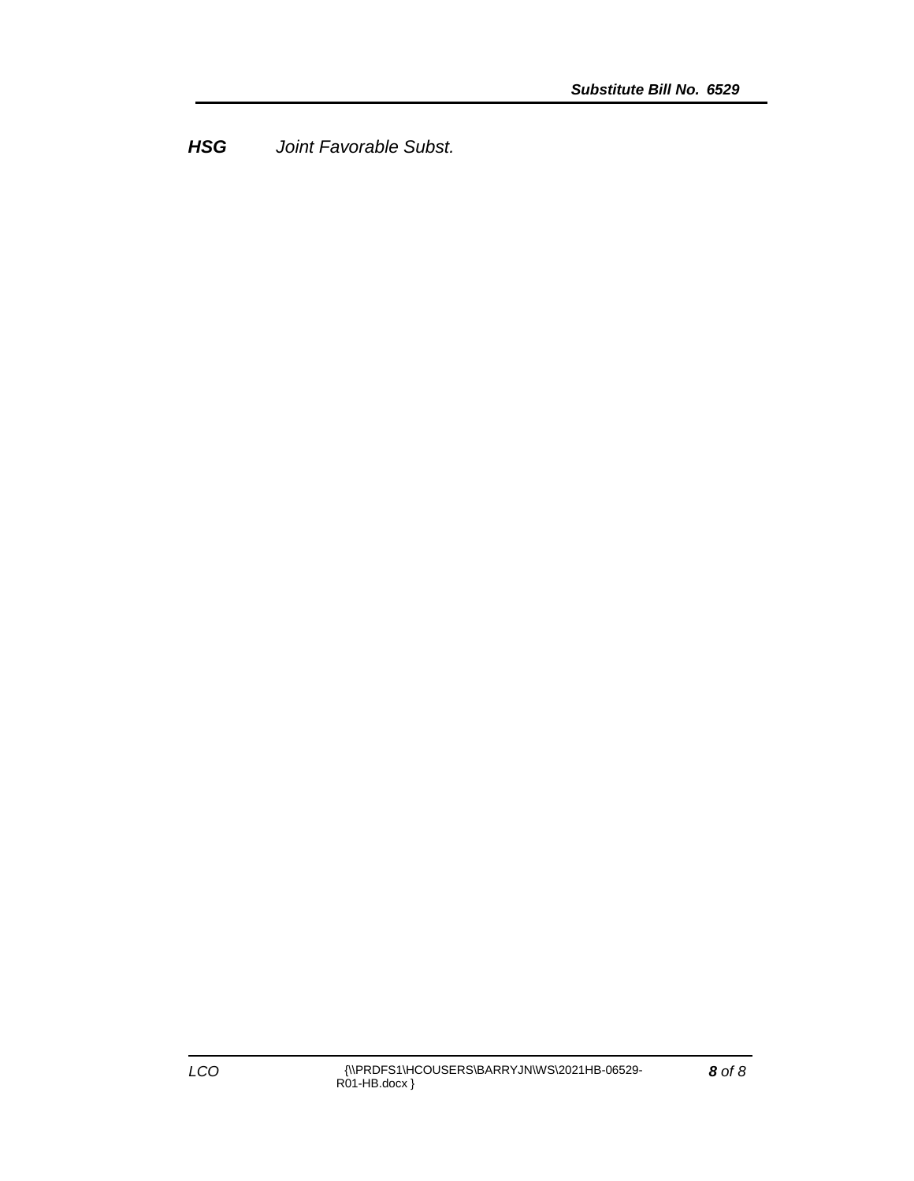***HSG*** *Joint Favorable Subst.*